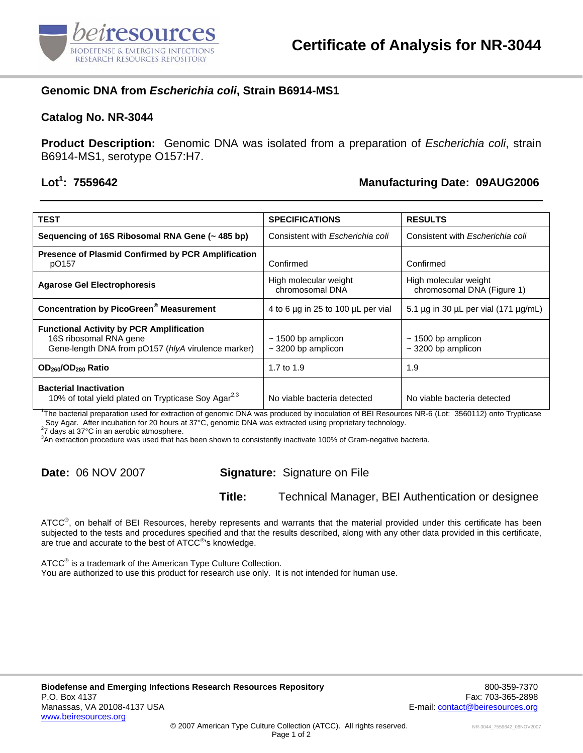# Certificate of Analysis for NR-3044

## Genomic DNA from *Escherichia coli*, Strain B6914-MS1

**Catalog No. NR-3044**

**Product Description:** Genomic DNA was isolated from a preparation of *Escherichia coli*, strain B6914-MS1, serotype O157:H7.

**Lot[1]: 7559642** **Manufacturing Date: 09AUG2006**

| TEST | SPECIFICATIONS | RESULTS |
|---|---|---|
| **Sequencing of 16S Ribosomal RNA Gene (~ 485 bp)** | Consistent with *Escherichia coli* | Consistent with *Escherichia coli* |
| **Presence of Plasmid Confirmed by PCR Amplification** pO157 | Confirmed | Confirmed |
| **Agarose Gel Electrophoresis** | High molecular weight chromosomal DNA | High molecular weight chromosomal DNA (Figure 1) |
| **Concentration by PicoGreen® Measurement** | 4 to 6 µg in 25 to 100 µL per vial | 5.1 µg in 30 µL per vial (171 µg/mL) |
| **Functional Activity by PCR Amplification** 16S ribosomal RNA gene; Gene-length DNA from pO157 (*hlyA* virulence marker) | ~ 1500 bp amplicon; ~ 3200 bp amplicon | ~ 1500 bp amplicon; ~ 3200 bp amplicon |
| **$OD_{260}/OD_{280}$ Ratio** | 1.7 to 1.9 | 1.9 |
| **Bacterial Inactivation** 10% of total yield plated on Trypticase Soy Agar[2,3] | No viable bacteria detected | No viable bacteria detected |

[1]The bacterial preparation used for extraction of genomic DNA was produced by inoculation of BEI Resources NR-6 (Lot: 3560112) onto Trypticase Soy Agar. After incubation for 20 hours at 37°C, genomic DNA was extracted using proprietary technology.
[2]7 days at 37°C in an aerobic atmosphere.
[3]An extraction procedure was used that has been shown to consistently inactivate 100% of Gram-negative bacteria.

**Date:** 06 NOV 2007 **Signature:** Signature on File

**Title:** Technical Manager, BEI Authentication or designee

ATCC®, on behalf of BEI Resources, hereby represents and warrants that the material provided under this certificate has been subjected to the tests and procedures specified and that the results described, along with any other data provided in this certificate, are true and accurate to the best of ATCC®'s knowledge.

ATCC® is a trademark of the American Type Culture Collection.
You are authorized to use this product for research use only. It is not intended for human use.

**Biodefense and Emerging Infections Research Resources Repository**
P.O. Box 4137
Manassas, VA 20108-4137 USA
www.beiresources.org

800-359-7370
Fax: 703-365-2898
E-mail: contact@beiresources.org

© 2007 American Type Culture Collection (ATCC). All rights reserved.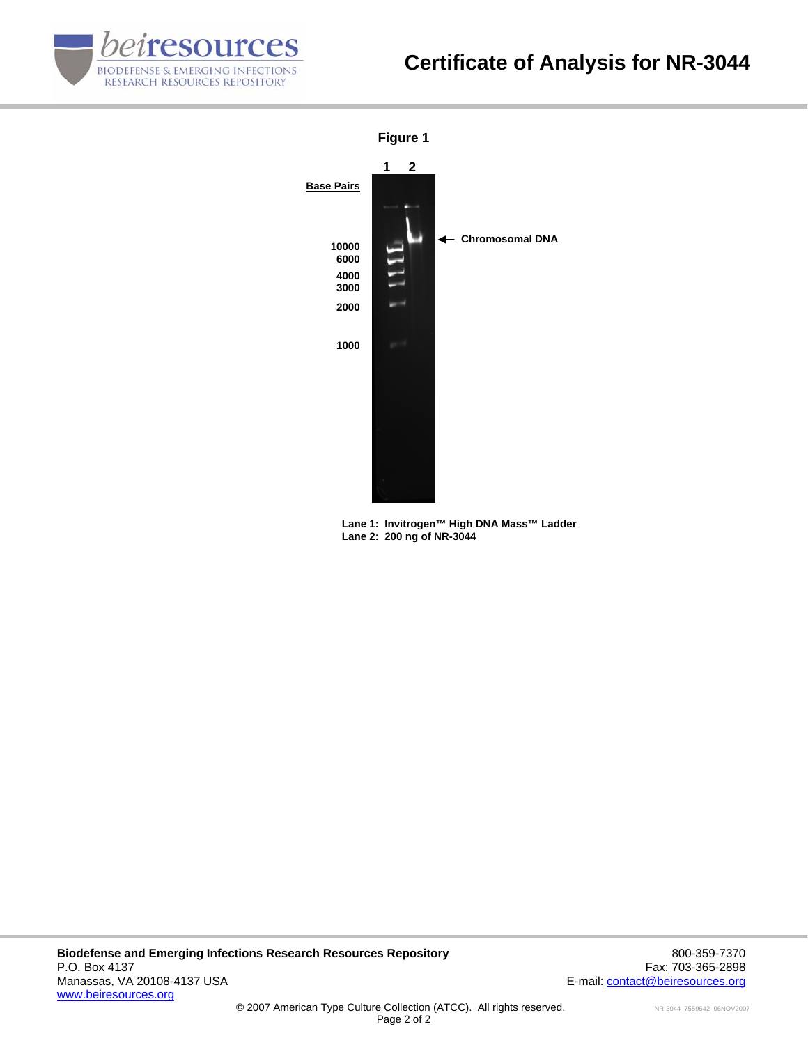## Figure 1

1 2

Base Pairs

10000
6000
4000
3000
2000
1000

Chromosomal DNA

**Lane 1: Invitrogen™ High DNA Mass™ Ladder**
**Lane 2: 200 ng of NR-3044**